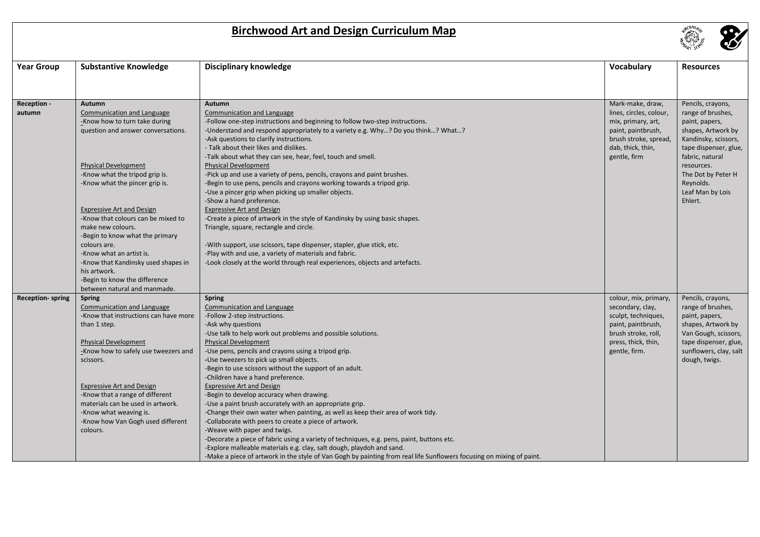# Birchwood Art and Design Curriculum Map

| Year Group | Substantive Knowledge | Disciplinary knowledge | Vocabulary | Resources |
|---|---|---|---|---|
| **Reception - autumn** | **Autumn**<br>Communication and Language<br>-Know how to turn take during question and answer conversations.<br><br>Physical Development<br>-Know what the tripod grip is.<br>-Know what the pincer grip is.<br><br>Expressive Art and Design<br>-Know that colours can be mixed to make new colours.<br>-Begin to know what the primary colours are.<br>-Know what an artist is.<br>-Know that Kandinsky used shapes in his artwork.<br>-Begin to know the difference between natural and manmade. | **Autumn**<br>Communication and Language<br>-Follow one-step instructions and beginning to follow two-step instructions.<br>-Understand and respond appropriately to a variety e.g. Why…? Do you think…? What…?<br>-Ask questions to clarify instructions.<br>- Talk about their likes and dislikes.<br>-Talk about what they can see, hear, feel, touch and smell.<br>Physical Development<br>-Pick up and use a variety of pens, pencils, crayons and paint brushes.<br>-Begin to use pens, pencils and crayons working towards a tripod grip.<br>-Use a pincer grip when picking up smaller objects.<br>-Show a hand preference.<br>Expressive Art and Design<br>-Create a piece of artwork in the style of Kandinsky by using basic shapes. Triangle, square, rectangle and circle.<br><br>-With support, use scissors, tape dispenser, stapler, glue stick, etc.<br>-Play with and use, a variety of materials and fabric.<br>-Look closely at the world through real experiences, objects and artefacts. | Mark-make, draw, lines, circles, colour, mix, primary, art, paint, paintbrush, brush stroke, spread, dab, thick, thin, gentle, firm | Pencils, crayons, range of brushes, paint, papers, shapes, Artwork by Kandinsky, scissors, tape dispenser, glue, fabric, natural resources. The Dot by Peter H Reynolds. Leaf Man by Lois Ehlert. |
| **Reception- spring** | **Spring**<br>Communication and Language<br>-Know that instructions can have more than 1 step.<br><br>Physical Development<br>-Know how to safely use tweezers and scissors.<br><br>Expressive Art and Design<br>-Know that a range of different materials can be used in artwork.<br>-Know what weaving is.<br>-Know how Van Gogh used different colours. | **Spring**<br>Communication and Language<br>-Follow 2-step instructions.<br>-Ask why questions<br>-Use talk to help work out problems and possible solutions.<br>Physical Development<br>-Use pens, pencils and crayons using a tripod grip.<br>-Use tweezers to pick up small objects.<br>-Begin to use scissors without the support of an adult.<br>-Children have a hand preference.<br>Expressive Art and Design<br>-Begin to develop accuracy when drawing.<br>-Use a paint brush accurately with an appropriate grip.<br>-Change their own water when painting, as well as keep their area of work tidy.<br>-Collaborate with peers to create a piece of artwork.<br>-Weave with paper and twigs.<br>-Decorate a piece of fabric using a variety of techniques, e.g. pens, paint, buttons etc.<br>-Explore malleable materials e.g. clay, salt dough, playdoh and sand.<br>-Make a piece of artwork in the style of Van Gogh by painting from real life Sunflowers focusing on mixing of paint. | colour, mix, primary, secondary, clay, sculpt, techniques, paint, paintbrush, brush stroke, roll, press, thick, thin, gentle, firm. | Pencils, crayons, range of brushes, paint, papers, shapes, Artwork by Van Gough, scissors, tape dispenser, glue, sunflowers, clay, salt dough, twigs. |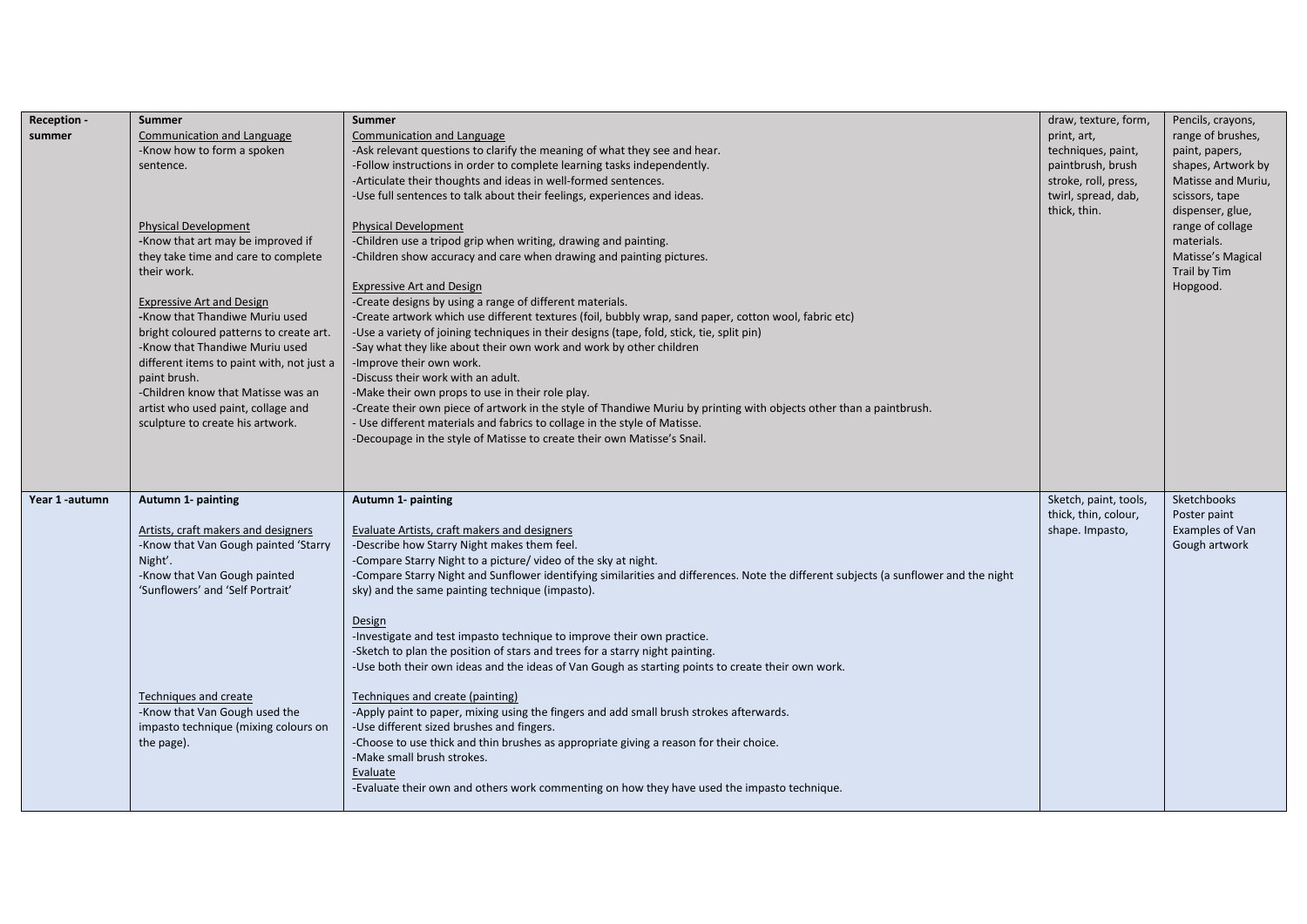| | | | | |
|---|---|---|---|---|
| **Reception - summer** | **Summer**<br>Communication and Language<br>-Know how to form a spoken sentence.<br><br>Physical Development<br>-Know that art may be improved if they take time and care to complete their work.<br><br>Expressive Art and Design<br>-Know that Thandiwe Muriu used bright coloured patterns to create art.<br>-Know that Thandiwe Muriu used different items to paint with, not just a paint brush.<br>-Children know that Matisse was an artist who used paint, collage and sculpture to create his artwork. | **Summer**<br>Communication and Language<br>-Ask relevant questions to clarify the meaning of what they see and hear.<br>-Follow instructions in order to complete learning tasks independently.<br>-Articulate their thoughts and ideas in well-formed sentences.<br>-Use full sentences to talk about their feelings, experiences and ideas.<br><br>Physical Development<br>-Children use a tripod grip when writing, drawing and painting.<br>-Children show accuracy and care when drawing and painting pictures.<br><br>Expressive Art and Design<br>-Create designs by using a range of different materials.<br>-Create artwork which use different textures (foil, bubbly wrap, sand paper, cotton wool, fabric etc)<br>-Use a variety of joining techniques in their designs (tape, fold, stick, tie, split pin)<br>-Say what they like about their own work and work by other children<br>-Improve their own work.<br>-Discuss their work with an adult.<br>-Make their own props to use in their role play.<br>-Create their own piece of artwork in the style of Thandiwe Muriu by printing with objects other than a paintbrush.<br>- Use different materials and fabrics to collage in the style of Matisse.<br>-Decoupage in the style of Matisse to create their own Matisse's Snail. | draw, texture, form, print, art, techniques, paint, paintbrush, brush stroke, roll, press, twirl, spread, dab, thick, thin. | Pencils, crayons, range of brushes, paint, papers, shapes, Artwork by Matisse and Muriu, scissors, tape dispenser, glue, range of collage materials.<br>Matisse's Magical Trail by Tim Hopgood. |
| **Year 1 -autumn** | **Autumn 1- painting**<br><br>Artists, craft makers and designers<br>-Know that Van Gough painted 'Starry Night'.<br>-Know that Van Gough painted 'Sunflowers' and 'Self Portrait'<br><br>Techniques and create<br>-Know that Van Gough used the impasto technique (mixing colours on the page). | **Autumn 1- painting**<br><br>Evaluate Artists, craft makers and designers<br>-Describe how Starry Night makes them feel.<br>-Compare Starry Night to a picture/ video of the sky at night.<br>-Compare Starry Night and Sunflower identifying similarities and differences. Note the different subjects (a sunflower and the night sky) and the same painting technique (impasto).<br><br>Design<br>-Investigate and test impasto technique to improve their own practice.<br>-Sketch to plan the position of stars and trees for a starry night painting.<br>-Use both their own ideas and the ideas of Van Gough as starting points to create their own work.<br><br>Techniques and create (painting)<br>-Apply paint to paper, mixing using the fingers and add small brush strokes afterwards.<br>-Use different sized brushes and fingers.<br>-Choose to use thick and thin brushes as appropriate giving a reason for their choice.<br>-Make small brush strokes.<br>Evaluate<br>-Evaluate their own and others work commenting on how they have used the impasto technique. | Sketch, paint, tools, thick, thin, colour, shape. Impasto, | Sketchbooks<br>Poster paint<br>Examples of Van Gough artwork |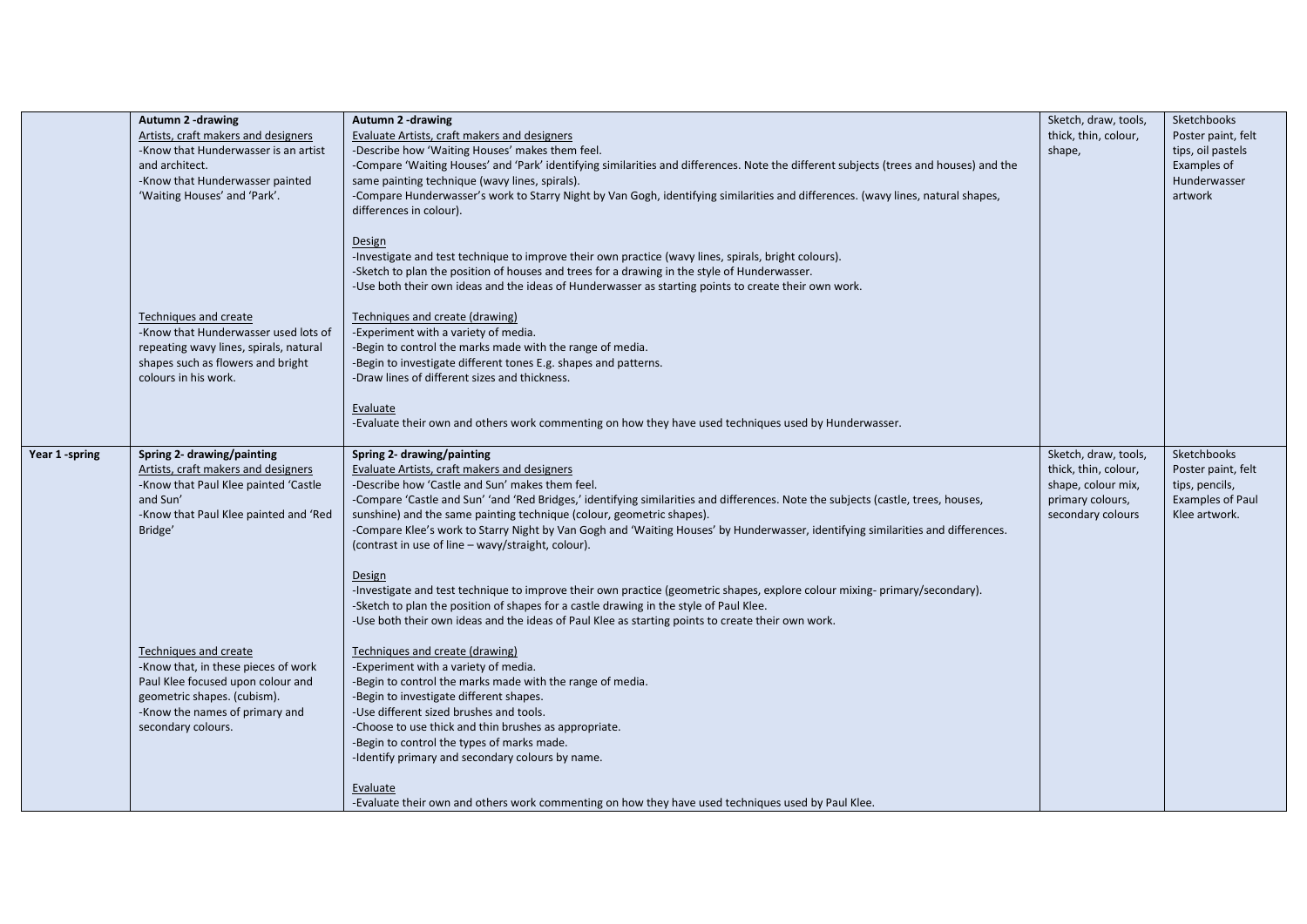| | | | | |
|---|---|---|---|---|
| | **Autumn 2 -drawing**<br>Artists, craft makers and designers<br>-Know that Hunderwasser is an artist and architect.<br>-Know that Hunderwasser painted 'Waiting Houses' and 'Park'.<br><br>Techniques and create<br>-Know that Hunderwasser used lots of repeating wavy lines, spirals, natural shapes such as flowers and bright colours in his work. | **Autumn 2 -drawing**<br>Evaluate Artists, craft makers and designers<br>-Describe how 'Waiting Houses' makes them feel.<br>-Compare 'Waiting Houses' and 'Park' identifying similarities and differences. Note the different subjects (trees and houses) and the same painting technique (wavy lines, spirals).<br>-Compare Hunderwasser's work to Starry Night by Van Gogh, identifying similarities and differences. (wavy lines, natural shapes, differences in colour).<br><br>Design<br>-Investigate and test technique to improve their own practice (wavy lines, spirals, bright colours).<br>-Sketch to plan the position of houses and trees for a drawing in the style of Hunderwasser.<br>-Use both their own ideas and the ideas of Hunderwasser as starting points to create their own work.<br><br>Techniques and create (drawing)<br>-Experiment with a variety of media.<br>-Begin to control the marks made with the range of media.<br>-Begin to investigate different tones E.g. shapes and patterns.<br>-Draw lines of different sizes and thickness.<br><br>Evaluate<br>-Evaluate their own and others work commenting on how they have used techniques used by Hunderwasser. | Sketch, draw, tools, thick, thin, colour, shape, | Sketchbooks<br>Poster paint, felt tips, oil pastels<br>Examples of Hunderwasser artwork |
| **Year 1 -spring** | **Spring 2- drawing/painting**<br>Artists, craft makers and designers<br>-Know that Paul Klee painted 'Castle and Sun'<br>-Know that Paul Klee painted and 'Red Bridge'<br><br>Techniques and create<br>-Know that, in these pieces of work Paul Klee focused upon colour and geometric shapes. (cubism).<br>-Know the names of primary and secondary colours. | **Spring 2- drawing/painting**<br>Evaluate Artists, craft makers and designers<br>-Describe how 'Castle and Sun' makes them feel.<br>-Compare 'Castle and Sun' 'and 'Red Bridges,' identifying similarities and differences. Note the subjects (castle, trees, houses, sunshine) and the same painting technique (colour, geometric shapes).<br>-Compare Klee's work to Starry Night by Van Gogh and 'Waiting Houses' by Hunderwasser, identifying similarities and differences. (contrast in use of line – wavy/straight, colour).<br><br>Design<br>-Investigate and test technique to improve their own practice (geometric shapes, explore colour mixing- primary/secondary).<br>-Sketch to plan the position of shapes for a castle drawing in the style of Paul Klee.<br>-Use both their own ideas and the ideas of Paul Klee as starting points to create their own work.<br><br>Techniques and create (drawing)<br>-Experiment with a variety of media.<br>-Begin to control the marks made with the range of media.<br>-Begin to investigate different shapes.<br>-Use different sized brushes and tools.<br>-Choose to use thick and thin brushes as appropriate.<br>-Begin to control the types of marks made.<br>-Identify primary and secondary colours by name.<br><br>Evaluate<br>-Evaluate their own and others work commenting on how they have used techniques used by Paul Klee. | Sketch, draw, tools, thick, thin, colour, shape, colour mix, primary colours, secondary colours | Sketchbooks<br>Poster paint, felt tips, pencils,<br>Examples of Paul Klee artwork. |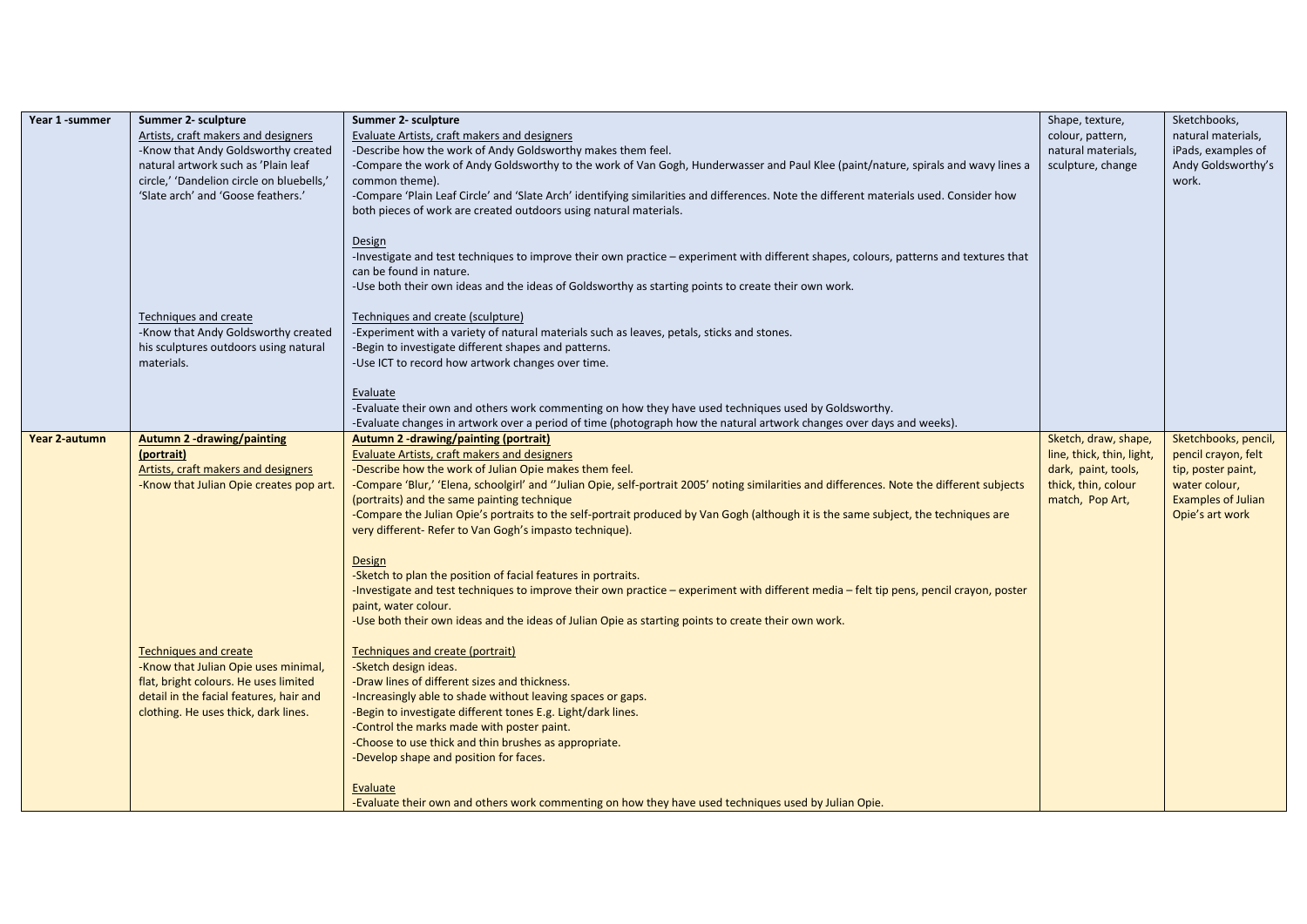| | | | | |
|---|---|---|---|---|
| **Year 1 -summer** | **Summer 2- sculpture**<br>Artists, craft makers and designers<br>-Know that Andy Goldsworthy created natural artwork such as 'Plain leaf circle,' 'Dandelion circle on bluebells,' 'Slate arch' and 'Goose feathers.'<br><br>Techniques and create<br>-Know that Andy Goldsworthy created his sculptures outdoors using natural materials. | **Summer 2- sculpture**<br>Evaluate Artists, craft makers and designers<br>-Describe how the work of Andy Goldsworthy makes them feel.<br>-Compare the work of Andy Goldsworthy to the work of Van Gogh, Hunderwasser and Paul Klee (paint/nature, spirals and wavy lines a common theme).<br>-Compare 'Plain Leaf Circle' and 'Slate Arch' identifying similarities and differences. Note the different materials used. Consider how both pieces of work are created outdoors using natural materials.<br><br>Design<br>-Investigate and test techniques to improve their own practice – experiment with different shapes, colours, patterns and textures that can be found in nature.<br>-Use both their own ideas and the ideas of Goldsworthy as starting points to create their own work.<br><br>Techniques and create (sculpture)<br>-Experiment with a variety of natural materials such as leaves, petals, sticks and stones.<br>-Begin to investigate different shapes and patterns.<br>-Use ICT to record how artwork changes over time.<br><br>Evaluate<br>-Evaluate their own and others work commenting on how they have used techniques used by Goldsworthy.<br>-Evaluate changes in artwork over a period of time (photograph how the natural artwork changes over days and weeks). | Shape, texture, colour, pattern, natural materials, sculpture, change | Sketchbooks, natural materials, iPads, examples of Andy Goldsworthy's work. |
| **Year 2-autumn** | **Autumn 2 -drawing/painting (portrait)**<br>Artists, craft makers and designers<br>-Know that Julian Opie creates pop art.<br><br>Techniques and create<br>-Know that Julian Opie uses minimal, flat, bright colours. He uses limited detail in the facial features, hair and clothing. He uses thick, dark lines. | **Autumn 2 -drawing/painting (portrait)**<br>Evaluate Artists, craft makers and designers<br>-Describe how the work of Julian Opie makes them feel.<br>-Compare 'Blur,' 'Elena, schoolgirl' and ''Julian Opie, self-portrait 2005' noting similarities and differences. Note the different subjects (portraits) and the same painting technique<br>-Compare the Julian Opie's portraits to the self-portrait produced by Van Gogh (although it is the same subject, the techniques are very different- Refer to Van Gogh's impasto technique).<br><br>Design<br>-Sketch to plan the position of facial features in portraits.<br>-Investigate and test techniques to improve their own practice – experiment with different media – felt tip pens, pencil crayon, poster paint, water colour.<br>-Use both their own ideas and the ideas of Julian Opie as starting points to create their own work.<br><br>Techniques and create (portrait)<br>-Sketch design ideas.<br>-Draw lines of different sizes and thickness.<br>-Increasingly able to shade without leaving spaces or gaps.<br>-Begin to investigate different tones E.g. Light/dark lines.<br>-Control the marks made with poster paint.<br>-Choose to use thick and thin brushes as appropriate.<br>-Develop shape and position for faces.<br><br>Evaluate<br>-Evaluate their own and others work commenting on how they have used techniques used by Julian Opie. | Sketch, draw, shape, line, thick, thin, light, dark, paint, tools, thick, thin, colour match, Pop Art, | Sketchbooks, pencil, pencil crayon, felt tip, poster paint, water colour, Examples of Julian Opie's art work |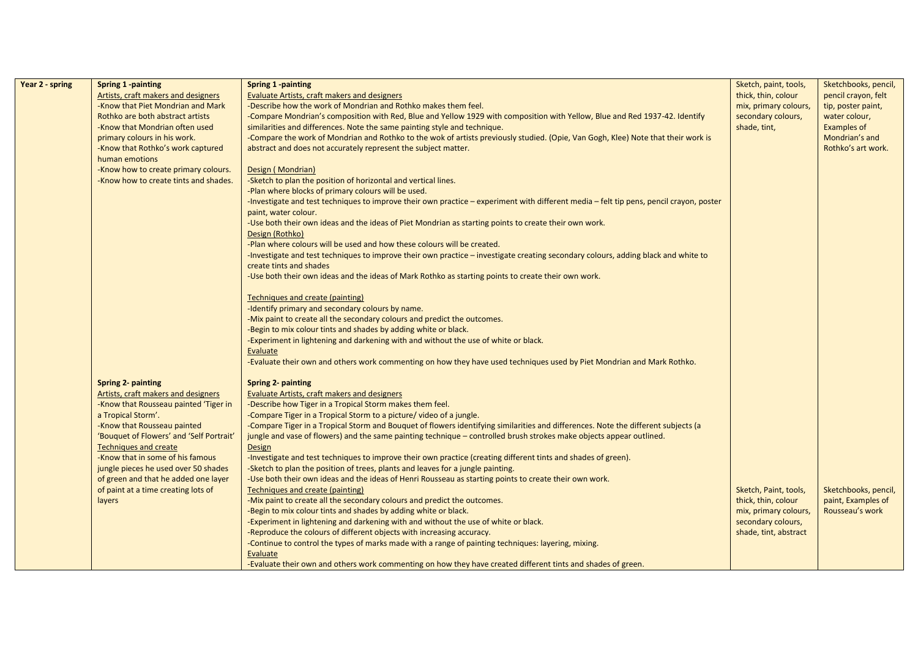| Year 2 - spring | **Spring 1 -painting**<br>Artists, craft makers and designers<br>-Know that Piet Mondrian and Mark Rothko are both abstract artists<br>-Know that Mondrian often used primary colours in his work.<br>-Know that Rothko's work captured human emotions<br>-Know how to create primary colours.<br>-Know how to create tints and shades. | **Spring 1 -painting**<br>Evaluate Artists, craft makers and designers<br>-Describe how the work of Mondrian and Rothko makes them feel.<br>-Compare Mondrian's composition with Red, Blue and Yellow 1929 with composition with Yellow, Blue and Red 1937-42. Identify similarities and differences. Note the same painting style and technique.<br>-Compare the work of Mondrian and Rothko to the wok of artists previously studied. (Opie, Van Gogh, Klee) Note that their work is abstract and does not accurately represent the subject matter.<br><br>Design ( Mondrian)<br>-Sketch to plan the position of horizontal and vertical lines.<br>-Plan where blocks of primary colours will be used.<br>-Investigate and test techniques to improve their own practice – experiment with different media – felt tip pens, pencil crayon, poster paint, water colour.<br>-Use both their own ideas and the ideas of Piet Mondrian as starting points to create their own work.<br>Design (Rothko)<br>-Plan where colours will be used and how these colours will be created.<br>-Investigate and test techniques to improve their own practice – investigate creating secondary colours, adding black and white to create tints and shades<br>-Use both their own ideas and the ideas of Mark Rothko as starting points to create their own work.<br><br>Techniques and create (painting)<br>-Identify primary and secondary colours by name.<br>-Mix paint to create all the secondary colours and predict the outcomes.<br>-Begin to mix colour tints and shades by adding white or black.<br>-Experiment in lightening and darkening with and without the use of white or black.<br>Evaluate<br>-Evaluate their own and others work commenting on how they have used techniques used by Piet Mondrian and Mark Rothko. | Sketch, paint, tools, thick, thin, colour mix, primary colours, secondary colours, shade, tint, | Sketchbooks, pencil, pencil crayon, felt tip, poster paint, water colour, Examples of Mondrian's and Rothko's art work. |
|---|---|---|---|---|
| | **Spring 2- painting**<br>Artists, craft makers and designers<br>-Know that Rousseau painted 'Tiger in a Tropical Storm'.<br>-Know that Rousseau painted 'Bouquet of Flowers' and 'Self Portrait'<br>Techniques and create<br>-Know that in some of his famous jungle pieces he used over 50 shades of green and that he added one layer of paint at a time creating lots of layers | **Spring 2- painting**<br>Evaluate Artists, craft makers and designers<br>-Describe how Tiger in a Tropical Storm makes them feel.<br>-Compare Tiger in a Tropical Storm to a picture/ video of a jungle.<br>-Compare Tiger in a Tropical Storm and Bouquet of flowers identifying similarities and differences. Note the different subjects (a jungle and vase of flowers) and the same painting technique – controlled brush strokes make objects appear outlined.<br>Design<br>-Investigate and test techniques to improve their own practice (creating different tints and shades of green).<br>-Sketch to plan the position of trees, plants and leaves for a jungle painting.<br>-Use both their own ideas and the ideas of Henri Rousseau as starting points to create their own work.<br>Techniques and create (painting)<br>-Mix paint to create all the secondary colours and predict the outcomes.<br>-Begin to mix colour tints and shades by adding white or black.<br>-Experiment in lightening and darkening with and without the use of white or black.<br>-Reproduce the colours of different objects with increasing accuracy.<br>-Continue to control the types of marks made with a range of painting techniques: layering, mixing.<br>Evaluate<br>-Evaluate their own and others work commenting on how they have created different tints and shades of green. | Sketch, Paint, tools, thick, thin, colour mix, primary colours, secondary colours, shade, tint, abstract | Sketchbooks, pencil, paint, Examples of Rousseau's work |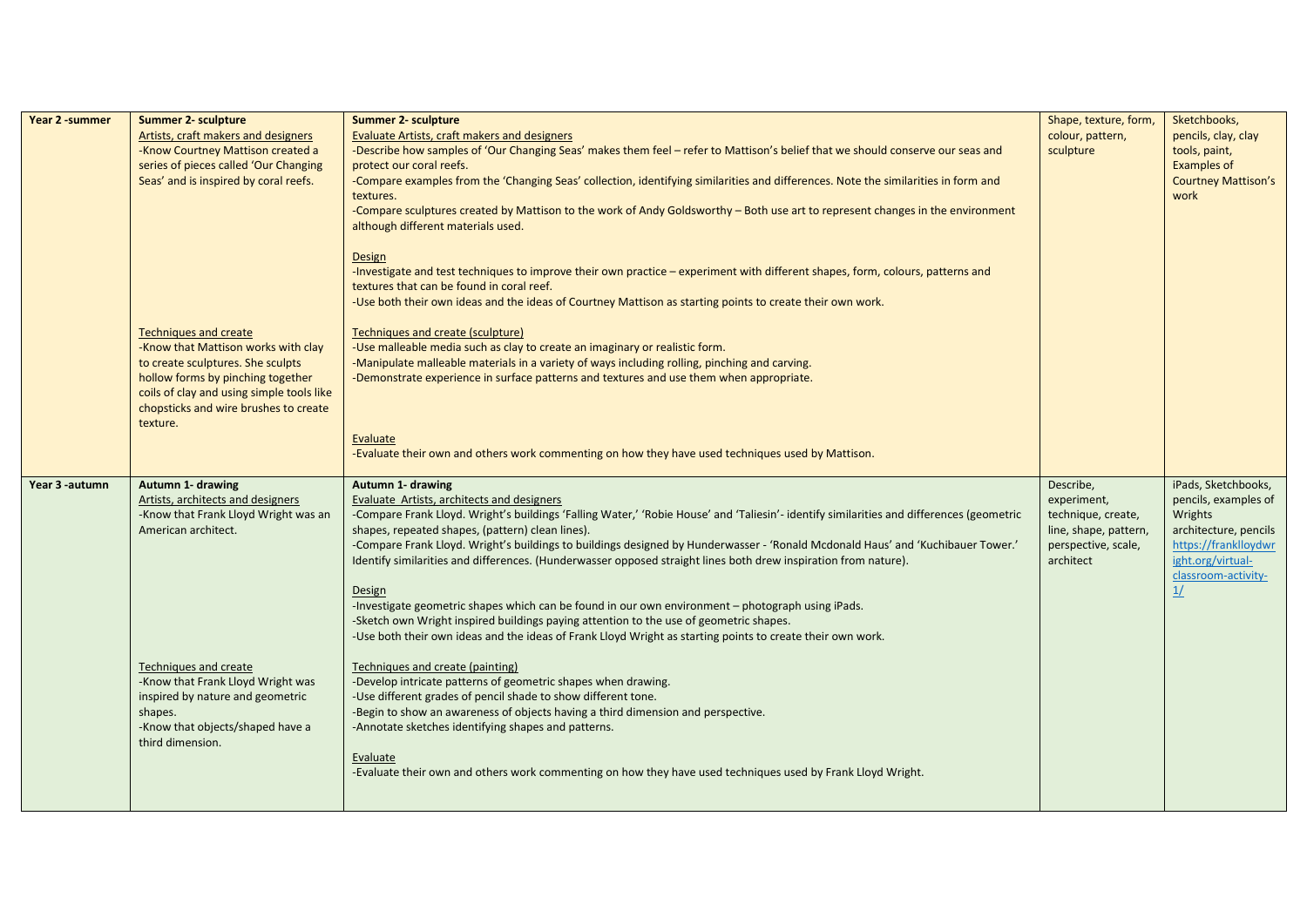| Year 2 -summer | **Summer 2- sculpture**<br>Artists, craft makers and designers<br>-Know Courtney Mattison created a series of pieces called 'Our Changing Seas' and is inspired by coral reefs.<br><br>Techniques and create<br>-Know that Mattison works with clay to create sculptures. She sculpts hollow forms by pinching together coils of clay and using simple tools like chopsticks and wire brushes to create texture. | **Summer 2- sculpture**<br>Evaluate Artists, craft makers and designers<br>-Describe how samples of 'Our Changing Seas' makes them feel – refer to Mattison's belief that we should conserve our seas and protect our coral reefs.<br>-Compare examples from the 'Changing Seas' collection, identifying similarities and differences. Note the similarities in form and textures.<br>-Compare sculptures created by Mattison to the work of Andy Goldsworthy – Both use art to represent changes in the environment although different materials used.<br><br>Design<br>-Investigate and test techniques to improve their own practice – experiment with different shapes, form, colours, patterns and textures that can be found in coral reef.<br>-Use both their own ideas and the ideas of Courtney Mattison as starting points to create their own work.<br><br>Techniques and create (sculpture)<br>-Use malleable media such as clay to create an imaginary or realistic form.<br>-Manipulate malleable materials in a variety of ways including rolling, pinching and carving.<br>-Demonstrate experience in surface patterns and textures and use them when appropriate.<br><br>Evaluate<br>-Evaluate their own and others work commenting on how they have used techniques used by Mattison. | Shape, texture, form, colour, pattern, sculpture | Sketchbooks, pencils, clay, clay tools, paint, Examples of Courtney Mattison's work |
|---|---|---|---|---|
| Year 3 -autumn | **Autumn 1- drawing**<br>Artists, architects and designers<br>-Know that Frank Lloyd Wright was an American architect.<br><br>Techniques and create<br>-Know that Frank Lloyd Wright was inspired by nature and geometric shapes.<br>-Know that objects/shaped have a third dimension. | **Autumn 1- drawing**<br>Evaluate Artists, architects and designers<br>-Compare Frank Lloyd. Wright's buildings 'Falling Water,' 'Robie House' and 'Taliesin'- identify similarities and differences (geometric shapes, repeated shapes, (pattern) clean lines).<br>-Compare Frank Lloyd. Wright's buildings to buildings designed by Hunderwasser - 'Ronald Mcdonald Haus' and 'Kuchibauer Tower.' Identify similarities and differences. (Hunderwasser opposed straight lines both drew inspiration from nature).<br><br>Design<br>-Investigate geometric shapes which can be found in our own environment – photograph using iPads.<br>-Sketch own Wright inspired buildings paying attention to the use of geometric shapes.<br>-Use both their own ideas and the ideas of Frank Lloyd Wright as starting points to create their own work.<br><br>Techniques and create (painting)<br>-Develop intricate patterns of geometric shapes when drawing.<br>-Use different grades of pencil shade to show different tone.<br>-Begin to show an awareness of objects having a third dimension and perspective.<br>-Annotate sketches identifying shapes and patterns.<br><br>Evaluate<br>-Evaluate their own and others work commenting on how they have used techniques used by Frank Lloyd Wright. | Describe, experiment, technique, create, line, shape, pattern, perspective, scale, architect | iPads, Sketchbooks, pencils, examples of Wrights architecture, pencils https://franklloydwright.org/virtual-classroom-activity-1/ |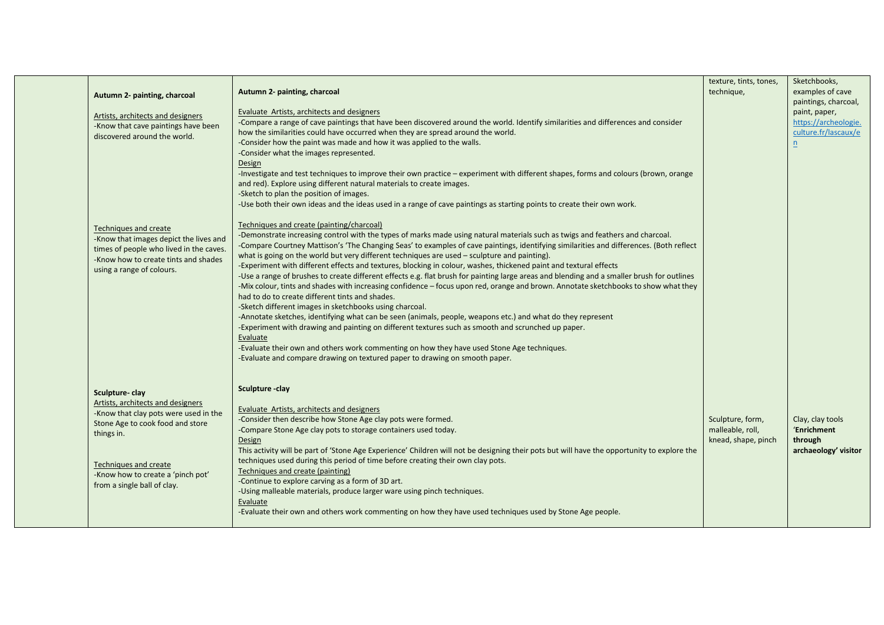| | | | | |
|---|---|---|---|---|
| | **Autumn 2- painting, charcoal**<br><br>Artists, architects and designers<br>-Know that cave paintings have been discovered around the world.<br><br>Techniques and create<br>-Know that images depict the lives and times of people who lived in the caves.<br>-Know how to create tints and shades using a range of colours. | **Autumn 2- painting, charcoal**<br><br>Evaluate Artists, architects and designers<br>-Compare a range of cave paintings that have been discovered around the world. Identify similarities and differences and consider how the similarities could have occurred when they are spread around the world.<br>-Consider how the paint was made and how it was applied to the walls.<br>-Consider what the images represented.<br>Design<br>-Investigate and test techniques to improve their own practice – experiment with different shapes, forms and colours (brown, orange and red). Explore using different natural materials to create images.<br>-Sketch to plan the position of images.<br>-Use both their own ideas and the ideas used in a range of cave paintings as starting points to create their own work.<br><br>Techniques and create (painting/charcoal)<br>-Demonstrate increasing control with the types of marks made using natural materials such as twigs and feathers and charcoal.<br>-Compare Courtney Mattison's 'The Changing Seas' to examples of cave paintings, identifying similarities and differences. (Both reflect what is going on the world but very different techniques are used – sculpture and painting).<br>-Experiment with different effects and textures, blocking in colour, washes, thickened paint and textural effects<br>-Use a range of brushes to create different effects e.g. flat brush for painting large areas and blending and a smaller brush for outlines<br>-Mix colour, tints and shades with increasing confidence – focus upon red, orange and brown. Annotate sketchbooks to show what they had to do to create different tints and shades.<br>-Sketch different images in sketchbooks using charcoal.<br>-Annotate sketches, identifying what can be seen (animals, people, weapons etc.) and what do they represent<br>-Experiment with drawing and painting on different textures such as smooth and scrunched up paper.<br>Evaluate<br>-Evaluate their own and others work commenting on how they have used Stone Age techniques.<br>-Evaluate and compare drawing on textured paper to drawing on smooth paper. | texture, tints, tones, technique, | Sketchbooks, examples of cave paintings, charcoal, paint, paper, https://archeologie.culture.fr/lascaux/en |
| | **Sculpture- clay**<br>Artists, architects and designers<br>-Know that clay pots were used in the Stone Age to cook food and store things in.<br><br>Techniques and create<br>-Know how to create a 'pinch pot' from a single ball of clay. | **Sculpture -clay**<br><br>Evaluate Artists, architects and designers<br>-Consider then describe how Stone Age clay pots were formed.<br>-Compare Stone Age clay pots to storage containers used today.<br>Design<br>This activity will be part of 'Stone Age Experience' Children will not be designing their pots but will have the opportunity to explore the techniques used during this period of time before creating their own clay pots.<br>Techniques and create (painting)<br>-Continue to explore carving as a form of 3D art.<br>-Using malleable materials, produce larger ware using pinch techniques.<br>Evaluate<br>-Evaluate their own and others work commenting on how they have used techniques used by Stone Age people. | Sculpture, form, malleable, roll, knead, shape, pinch | Clay, clay tools<br>'**Enrichment through archaeology' visitor** |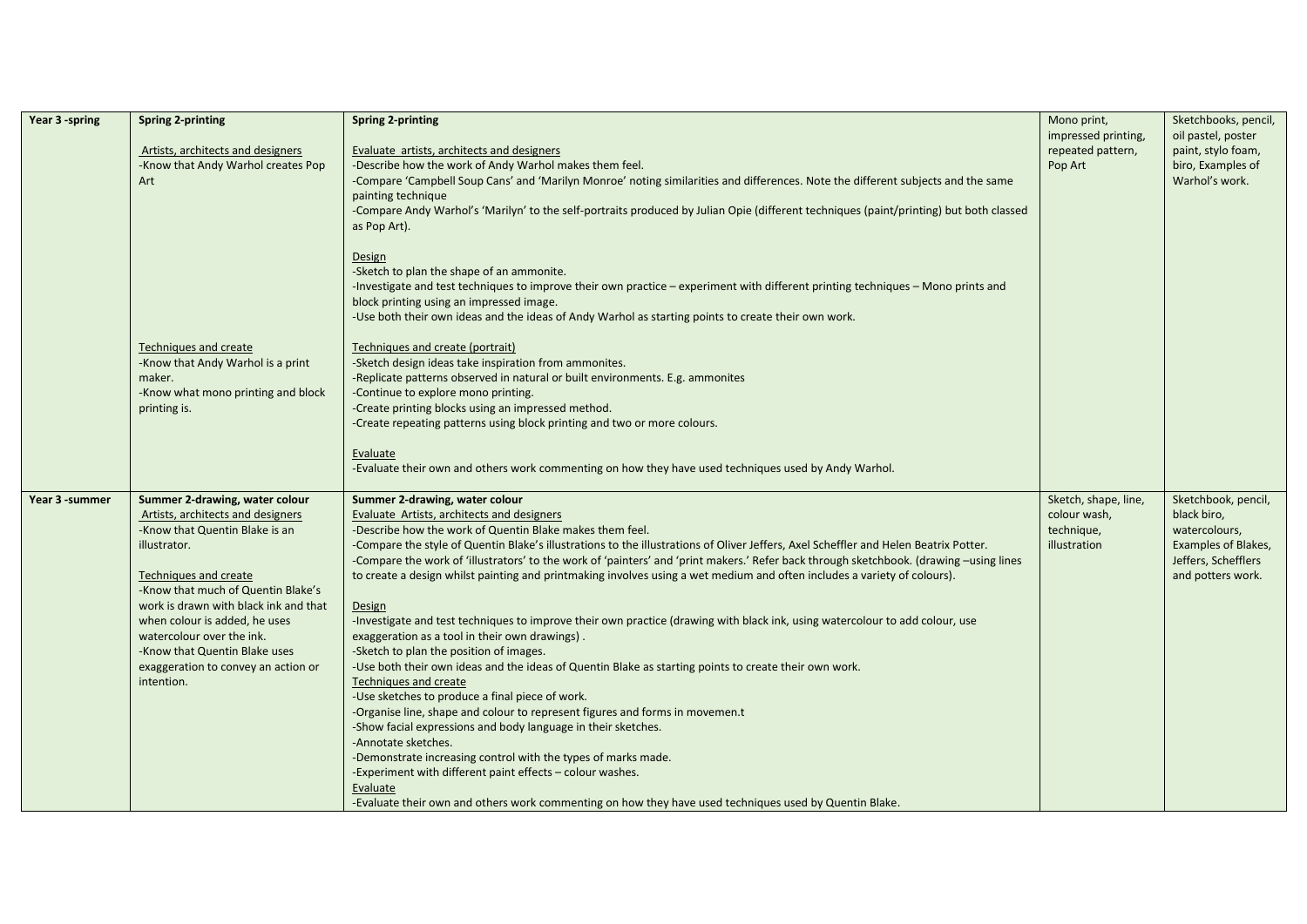| Year 3 -spring | **Spring 2-printing**<br><br>Artists, architects and designers<br>-Know that Andy Warhol creates Pop Art<br><br>Techniques and create<br>-Know that Andy Warhol is a print maker.<br>-Know what mono printing and block printing is. | **Spring 2-printing**<br><br>Evaluate artists, architects and designers<br>-Describe how the work of Andy Warhol makes them feel.<br>-Compare 'Campbell Soup Cans' and 'Marilyn Monroe' noting similarities and differences. Note the different subjects and the same painting technique<br>-Compare Andy Warhol's 'Marilyn' to the self-portraits produced by Julian Opie (different techniques (paint/printing) but both classed as Pop Art).<br><br>Design<br>-Sketch to plan the shape of an ammonite.<br>-Investigate and test techniques to improve their own practice – experiment with different printing techniques – Mono prints and block printing using an impressed image.<br>-Use both their own ideas and the ideas of Andy Warhol as starting points to create their own work.<br><br>Techniques and create (portrait)<br>-Sketch design ideas take inspiration from ammonites.<br>-Replicate patterns observed in natural or built environments. E.g. ammonites<br>-Continue to explore mono printing.<br>-Create printing blocks using an impressed method.<br>-Create repeating patterns using block printing and two or more colours.<br><br>Evaluate<br>-Evaluate their own and others work commenting on how they have used techniques used by Andy Warhol. | Mono print, impressed printing, repeated pattern, Pop Art | Sketchbooks, pencil, oil pastel, poster paint, stylo foam, biro, Examples of Warhol's work. |
|---|---|---|---|---|
| Year 3 -summer | **Summer 2-drawing, water colour**<br>Artists, architects and designers<br>-Know that Quentin Blake is an illustrator.<br><br>Techniques and create<br>-Know that much of Quentin Blake's work is drawn with black ink and that when colour is added, he uses watercolour over the ink.<br>-Know that Quentin Blake uses exaggeration to convey an action or intention. | **Summer 2-drawing, water colour**<br>Evaluate Artists, architects and designers<br>-Describe how the work of Quentin Blake makes them feel.<br>-Compare the style of Quentin Blake's illustrations to the illustrations of Oliver Jeffers, Axel Scheffler and Helen Beatrix Potter.<br>-Compare the work of 'illustrators' to the work of 'painters' and 'print makers.' Refer back through sketchbook. (drawing –using lines to create a design whilst painting and printmaking involves using a wet medium and often includes a variety of colours).<br><br>Design<br>-Investigate and test techniques to improve their own practice (drawing with black ink, using watercolour to add colour, use exaggeration as a tool in their own drawings) .<br>-Sketch to plan the position of images.<br>-Use both their own ideas and the ideas of Quentin Blake as starting points to create their own work.<br>Techniques and create<br>-Use sketches to produce a final piece of work.<br>-Organise line, shape and colour to represent figures and forms in movemen.t<br>-Show facial expressions and body language in their sketches.<br>-Annotate sketches.<br>-Demonstrate increasing control with the types of marks made.<br>-Experiment with different paint effects – colour washes.<br>Evaluate<br>-Evaluate their own and others work commenting on how they have used techniques used by Quentin Blake. | Sketch, shape, line, colour wash, technique, illustration | Sketchbook, pencil, black biro, watercolours, Examples of Blakes, Jeffers, Schefflers and potters work. |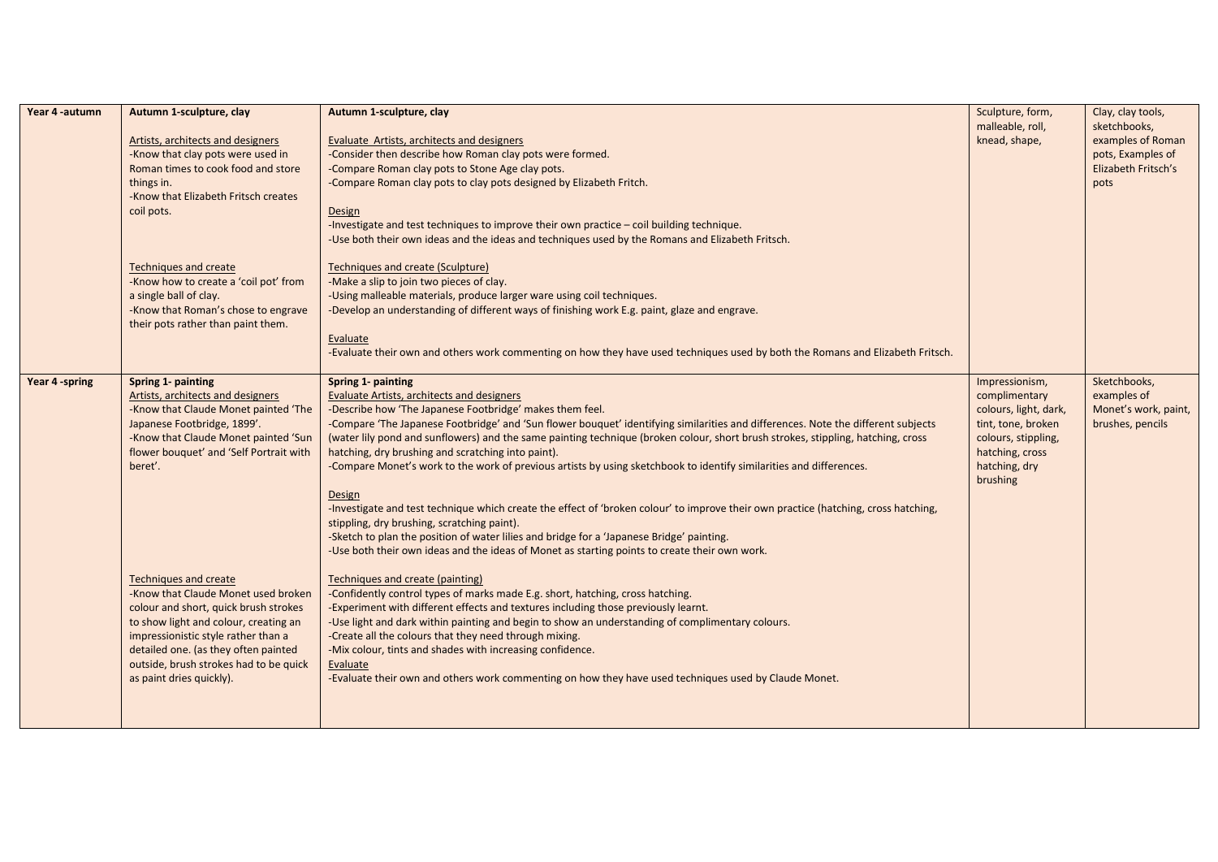| Year 4 -autumn | **Autumn 1-sculpture, clay**<br><br>Artists, architects and designers<br>-Know that clay pots were used in Roman times to cook food and store things in.<br>-Know that Elizabeth Fritsch creates coil pots.<br><br>Techniques and create<br>-Know how to create a 'coil pot' from a single ball of clay.<br>-Know that Roman's chose to engrave their pots rather than paint them. | **Autumn 1-sculpture, clay**<br><br>Evaluate Artists, architects and designers<br>-Consider then describe how Roman clay pots were formed.<br>-Compare Roman clay pots to Stone Age clay pots.<br>-Compare Roman clay pots to clay pots designed by Elizabeth Fritch.<br><br>Design<br>-Investigate and test techniques to improve their own practice – coil building technique.<br>-Use both their own ideas and the ideas and techniques used by the Romans and Elizabeth Fritsch.<br><br>Techniques and create (Sculpture)<br>-Make a slip to join two pieces of clay.<br>-Using malleable materials, produce larger ware using coil techniques.<br>-Develop an understanding of different ways of finishing work E.g. paint, glaze and engrave.<br><br>Evaluate<br>-Evaluate their own and others work commenting on how they have used techniques used by both the Romans and Elizabeth Fritsch. | Sculpture, form, malleable, roll, knead, shape, | Clay, clay tools, sketchbooks, examples of Roman pots, Examples of Elizabeth Fritsch's pots |
|---|---|---|---|---|
| Year 4 -spring | **Spring 1- painting**<br>Artists, architects and designers<br>-Know that Claude Monet painted 'The Japanese Footbridge, 1899'.<br>-Know that Claude Monet painted 'Sun flower bouquet' and 'Self Portrait with beret'.<br><br>Techniques and create<br>-Know that Claude Monet used broken colour and short, quick brush strokes to show light and colour, creating an impressionistic style rather than a detailed one. (as they often painted outside, brush strokes had to be quick as paint dries quickly). | **Spring 1- painting**<br>Evaluate Artists, architects and designers<br>-Describe how 'The Japanese Footbridge' makes them feel.<br>-Compare 'The Japanese Footbridge' and 'Sun flower bouquet' identifying similarities and differences. Note the different subjects (water lily pond and sunflowers) and the same painting technique (broken colour, short brush strokes, stippling, hatching, cross hatching, dry brushing and scratching into paint).<br>-Compare Monet's work to the work of previous artists by using sketchbook to identify similarities and differences.<br><br>Design<br>-Investigate and test technique which create the effect of 'broken colour' to improve their own practice (hatching, cross hatching, stippling, dry brushing, scratching paint).<br>-Sketch to plan the position of water lilies and bridge for a 'Japanese Bridge' painting.<br>-Use both their own ideas and the ideas of Monet as starting points to create their own work.<br><br>Techniques and create (painting)<br>-Confidently control types of marks made E.g. short, hatching, cross hatching.<br>-Experiment with different effects and textures including those previously learnt.<br>-Use light and dark within painting and begin to show an understanding of complimentary colours.<br>-Create all the colours that they need through mixing.<br>-Mix colour, tints and shades with increasing confidence.<br>Evaluate<br>-Evaluate their own and others work commenting on how they have used techniques used by Claude Monet. | Impressionism, complimentary colours, light, dark, tint, tone, broken colours, stippling, hatching, cross hatching, dry brushing | Sketchbooks, examples of Monet's work, paint, brushes, pencils |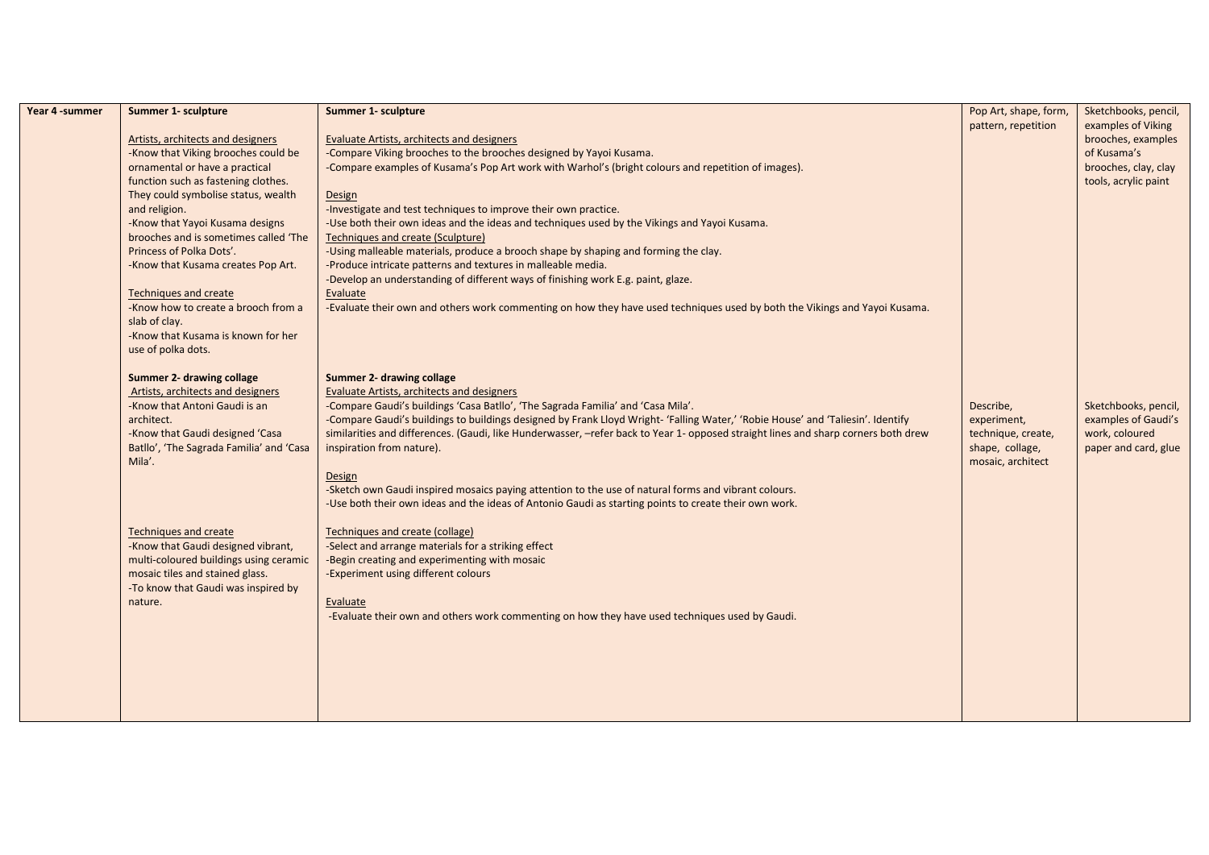| Year 4 -summer | Summer 1- sculpture<br><br><u>Artists, architects and designers</u><br>-Know that Viking brooches could be ornamental or have a practical function such as fastening clothes. They could symbolise status, wealth and religion.<br>-Know that Yayoi Kusama designs brooches and is sometimes called 'The Princess of Polka Dots'.<br>-Know that Kusama creates Pop Art.<br><br><u>Techniques and create</u><br>-Know how to create a brooch from a slab of clay.<br>-Know that Kusama is known for her use of polka dots. | **Summer 1- sculpture**<br><br><u>Evaluate Artists, architects and designers</u><br>-Compare Viking brooches to the brooches designed by Yayoi Kusama.<br>-Compare examples of Kusama's Pop Art work with Warhol's (bright colours and repetition of images).<br><br><u>Design</u><br>-Investigate and test techniques to improve their own practice.<br>-Use both their own ideas and the ideas and techniques used by the Vikings and Yayoi Kusama.<br><u>Techniques and create (Sculpture)</u><br>-Using malleable materials, produce a brooch shape by shaping and forming the clay.<br>-Produce intricate patterns and textures in malleable media.<br>-Develop an understanding of different ways of finishing work E.g. paint, glaze.<br><u>Evaluate</u><br>-Evaluate their own and others work commenting on how they have used techniques used by both the Vikings and Yayoi Kusama. | Pop Art, shape, form, pattern, repetition | Sketchbooks, pencil, examples of Viking brooches, examples of Kusama's brooches, clay, clay tools, acrylic paint |
|---|---|---|---|---|
| | **Summer 2- drawing collage**<br><u>Artists, architects and designers</u><br>-Know that Antoni Gaudi is an architect.<br>-Know that Gaudi designed 'Casa Batllo', 'The Sagrada Familia' and 'Casa Mila'.<br><br><u>Techniques and create</u><br>-Know that Gaudi designed vibrant, multi-coloured buildings using ceramic mosaic tiles and stained glass.<br>-To know that Gaudi was inspired by nature. | **Summer 2- drawing collage**<br><u>Evaluate Artists, architects and designers</u><br>-Compare Gaudi's buildings 'Casa Batllo', 'The Sagrada Familia' and 'Casa Mila'.<br>-Compare Gaudi's buildings to buildings designed by Frank Lloyd Wright- 'Falling Water,' 'Robie House' and 'Taliesin'. Identify similarities and differences. (Gaudi, like Hunderwasser, –refer back to Year 1- opposed straight lines and sharp corners both drew inspiration from nature).<br><br><u>Design</u><br>-Sketch own Gaudi inspired mosaics paying attention to the use of natural forms and vibrant colours.<br>-Use both their own ideas and the ideas of Antonio Gaudi as starting points to create their own work.<br><br><u>Techniques and create (collage)</u><br>-Select and arrange materials for a striking effect<br>-Begin creating and experimenting with mosaic<br>-Experiment using different colours<br><br><u>Evaluate</u><br>-Evaluate their own and others work commenting on how they have used techniques used by Gaudi. | Describe, experiment, technique, create, shape, collage, mosaic, architect | Sketchbooks, pencil, examples of Gaudi's work, coloured paper and card, glue |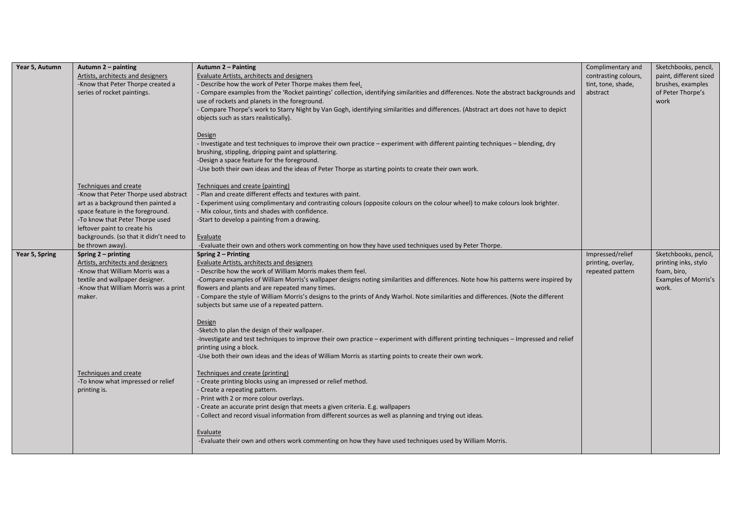| Year 5, Autumn | **Autumn 2 – painting**<br>Artists, architects and designers<br>-Know that Peter Thorpe created a series of rocket paintings.<br><br>Techniques and create<br>-Know that Peter Thorpe used abstract art as a background then painted a space feature in the foreground.<br>-To know that Peter Thorpe used leftover paint to create his backgrounds. (so that it didn't need to be thrown away). | **Autumn 2 – Painting**<br>Evaluate Artists, architects and designers<br>- Describe how the work of Peter Thorpe makes them feel.<br>- Compare examples from the 'Rocket paintings' collection, identifying similarities and differences. Note the abstract backgrounds and use of rockets and planets in the foreground.<br>- Compare Thorpe's work to Starry Night by Van Gogh, identifying similarities and differences. (Abstract art does not have to depict objects such as stars realistically).<br><br>Design<br>- Investigate and test techniques to improve their own practice – experiment with different painting techniques – blending, dry brushing, stippling, dripping paint and splattering.<br>-Design a space feature for the foreground.<br>-Use both their own ideas and the ideas of Peter Thorpe as starting points to create their own work.<br><br>Techniques and create (painting)<br>- Plan and create different effects and textures with paint.<br>- Experiment using complimentary and contrasting colours (opposite colours on the colour wheel) to make colours look brighter.<br>- Mix colour, tints and shades with confidence.<br>-Start to develop a painting from a drawing.<br><br>Evaluate<br>-Evaluate their own and others work commenting on how they have used techniques used by Peter Thorpe. | Complimentary and contrasting colours, tint, tone, shade, abstract | Sketchbooks, pencil, paint, different sized brushes, examples of Peter Thorpe's work |
|---|---|---|---|---|
| Year 5, Spring | **Spring 2 – printing**<br>Artists, architects and designers<br>-Know that William Morris was a textile and wallpaper designer.<br>-Know that William Morris was a print maker.<br><br>Techniques and create<br>-To know what impressed or relief printing is. | **Spring 2 – Printing**<br>Evaluate Artists, architects and designers<br>- Describe how the work of William Morris makes them feel.<br>-Compare examples of William Morris's wallpaper designs noting similarities and differences. Note how his patterns were inspired by flowers and plants and are repeated many times.<br>- Compare the style of William Morris's designs to the prints of Andy Warhol. Note similarities and differences. (Note the different subjects but same use of a repeated pattern.<br><br>Design<br>-Sketch to plan the design of their wallpaper.<br>-Investigate and test techniques to improve their own practice – experiment with different printing techniques – Impressed and relief printing using a block.<br>-Use both their own ideas and the ideas of William Morris as starting points to create their own work.<br><br>Techniques and create (printing)<br>- Create printing blocks using an impressed or relief method.<br>- Create a repeating pattern.<br>- Print with 2 or more colour overlays.<br>- Create an accurate print design that meets a given criteria. E.g. wallpapers<br>- Collect and record visual information from different sources as well as planning and trying out ideas.<br><br>Evaluate<br>-Evaluate their own and others work commenting on how they have used techniques used by William Morris. | Impressed/relief printing, overlay, repeated pattern | Sketchbooks, pencil, printing inks, stylo foam, biro, Examples of Morris's work. |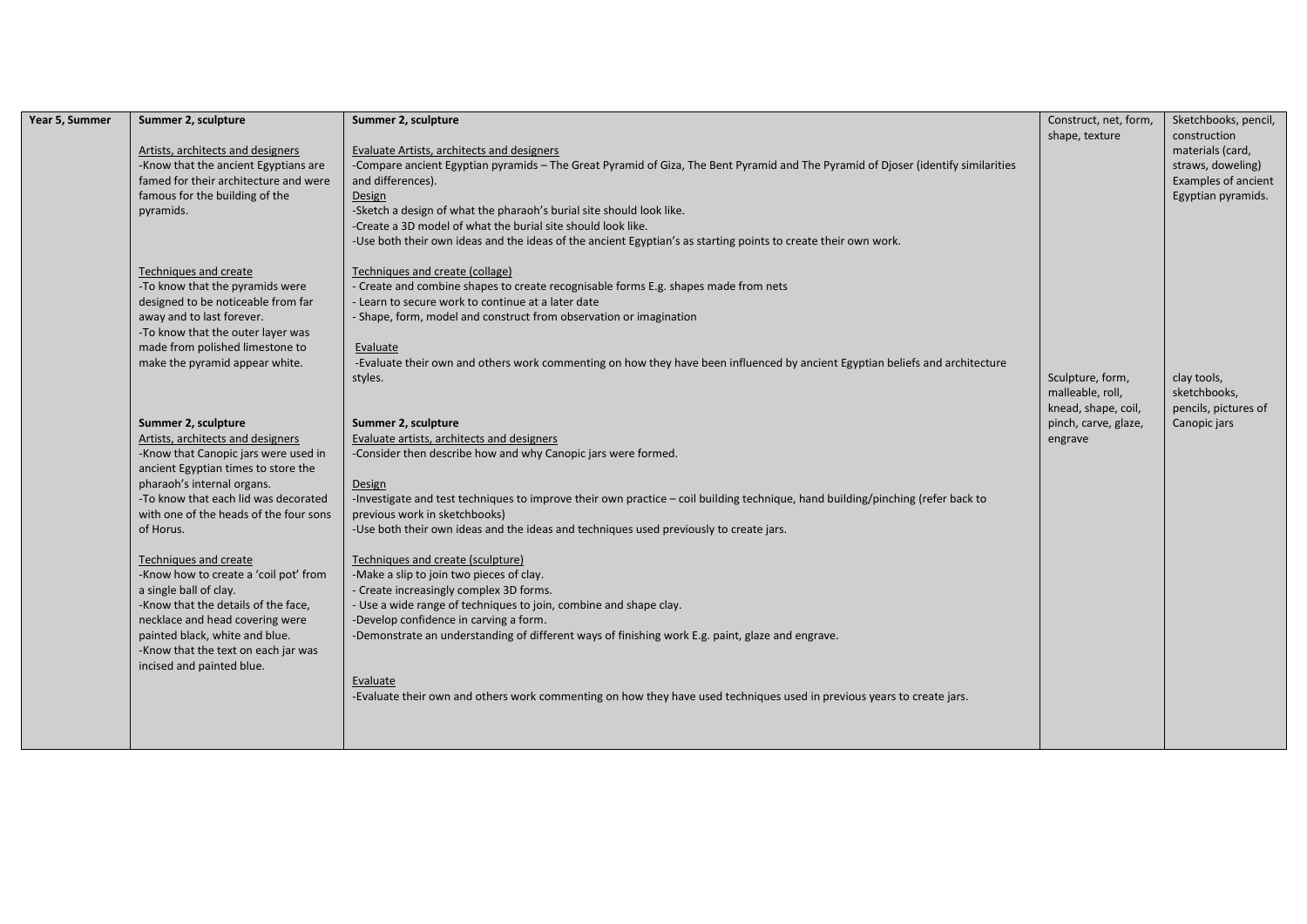| Year 5, Summer | Summer 2, sculpture<br><br><u>Artists, architects and designers</u><br>-Know that the ancient Egyptians are famed for their architecture and were famous for the building of the pyramids.<br><br><u>Techniques and create</u><br>-To know that the pyramids were designed to be noticeable from far away and to last forever.<br>-To know that the outer layer was made from polished limestone to make the pyramid appear white. | Summer 2, sculpture<br><br><u>Evaluate Artists, architects and designers</u><br>-Compare ancient Egyptian pyramids – The Great Pyramid of Giza, The Bent Pyramid and The Pyramid of Djoser (identify similarities and differences).<br><u>Design</u><br>-Sketch a design of what the pharaoh's burial site should look like.<br>-Create a 3D model of what the burial site should look like.<br>-Use both their own ideas and the ideas of the ancient Egyptian's as starting points to create their own work.<br><br><u>Techniques and create (collage)</u><br>- Create and combine shapes to create recognisable forms E.g. shapes made from nets<br>- Learn to secure work to continue at a later date<br>- Shape, form, model and construct from observation or imagination<br><br><u>Evaluate</u><br>-Evaluate their own and others work commenting on how they have been influenced by ancient Egyptian beliefs and architecture styles. | Construct, net, form, shape, texture | Sketchbooks, pencil, construction materials (card, straws, doweling)<br>Examples of ancient Egyptian pyramids. |
|---|---|---|---|---|
| | Summer 2, sculpture<br><u>Artists, architects and designers</u><br>-Know that Canopic jars were used in ancient Egyptian times to store the pharaoh's internal organs.<br>-To know that each lid was decorated with one of the heads of the four sons of Horus.<br><br><u>Techniques and create</u><br>-Know how to create a 'coil pot' from a single ball of clay.<br>-Know that the details of the face, necklace and head covering were painted black, white and blue.<br>-Know that the text on each jar was incised and painted blue. | Summer 2, sculpture<br><u>Evaluate artists, architects and designers</u><br>-Consider then describe how and why Canopic jars were formed.<br><br><u>Design</u><br>-Investigate and test techniques to improve their own practice – coil building technique, hand building/pinching (refer back to previous work in sketchbooks)<br>-Use both their own ideas and the ideas and techniques used previously to create jars.<br><br><u>Techniques and create (sculpture)</u><br>-Make a slip to join two pieces of clay.<br>- Create increasingly complex 3D forms.<br>- Use a wide range of techniques to join, combine and shape clay.<br>-Develop confidence in carving a form.<br>-Demonstrate an understanding of different ways of finishing work E.g. paint, glaze and engrave.<br><br><u>Evaluate</u><br>-Evaluate their own and others work commenting on how they have used techniques used in previous years to create jars. | Sculpture, form, malleable, roll, knead, shape, coil, pinch, carve, glaze, engrave | clay tools, sketchbooks, pencils, pictures of Canopic jars |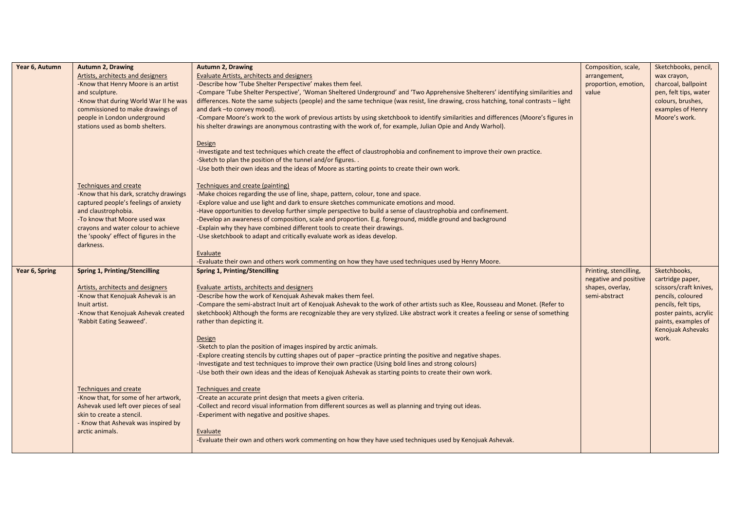| Year 6, Autumn | **Autumn 2, Drawing**<br><u>Artists, architects and designers</u><br>-Know that Henry Moore is an artist and sculpture.<br>-Know that during World War II he was commissioned to make drawings of people in London underground stations used as bomb shelters.<br><br><u>Techniques and create</u><br>-Know that his dark, scratchy drawings captured people's feelings of anxiety and claustrophobia.<br>-To know that Moore used wax crayons and water colour to achieve the 'spooky' effect of figures in the darkness. | **Autumn 2, Drawing**<br><u>Evaluate Artists, architects and designers</u><br>-Describe how 'Tube Shelter Perspective' makes them feel.<br>-Compare 'Tube Shelter Perspective', 'Woman Sheltered Underground' and 'Two Apprehensive Shelterers' identifying similarities and differences. Note the same subjects (people) and the same technique (wax resist, line drawing, cross hatching, tonal contrasts – light and dark –to convey mood).<br>-Compare Moore's work to the work of previous artists by using sketchbook to identify similarities and differences (Moore's figures in his shelter drawings are anonymous contrasting with the work of, for example, Julian Opie and Andy Warhol).<br><br><u>Design</u><br>-Investigate and test techniques which create the effect of claustrophobia and confinement to improve their own practice.<br>-Sketch to plan the position of the tunnel and/or figures. .<br>-Use both their own ideas and the ideas of Moore as starting points to create their own work.<br><br><u>Techniques and create (painting)</u><br>-Make choices regarding the use of line, shape, pattern, colour, tone and space.<br>-Explore value and use light and dark to ensure sketches communicate emotions and mood.<br>-Have opportunities to develop further simple perspective to build a sense of claustrophobia and confinement.<br>-Develop an awareness of composition, scale and proportion. E.g. foreground, middle ground and background<br>-Explain why they have combined different tools to create their drawings.<br>-Use sketchbook to adapt and critically evaluate work as ideas develop.<br><br><u>Evaluate</u><br>-Evaluate their own and others work commenting on how they have used techniques used by Henry Moore. | Composition, scale, arrangement, proportion, emotion, value | Sketchbooks, pencil, wax crayon, charcoal, ballpoint pen, felt tips, water colours, brushes, examples of Henry Moore's work. |
|---|---|---|---|---|
| Year 6, Spring | **Spring 1, Printing/Stencilling**<br><br><u>Artists, architects and designers</u><br>-Know that Kenojuak Ashevak is an Inuit artist.<br>-Know that Kenojuak Ashevak created 'Rabbit Eating Seaweed'.<br><br><u>Techniques and create</u><br>-Know that, for some of her artwork, Ashevak used left over pieces of seal skin to create a stencil.<br>- Know that Ashevak was inspired by arctic animals. | **Spring 1, Printing/Stencilling**<br><br><u>Evaluate artists, architects and designers</u><br>-Describe how the work of Kenojuak Ashevak makes them feel.<br>-Compare the semi-abstract Inuit art of Kenojuak Ashevak to the work of other artists such as Klee, Rousseau and Monet. (Refer to sketchbook) Although the forms are recognizable they are very stylized. Like abstract work it creates a feeling or sense of something rather than depicting it.<br><br><u>Design</u><br>-Sketch to plan the position of images inspired by arctic animals.<br>-Explore creating stencils by cutting shapes out of paper –practice printing the positive and negative shapes.<br>-Investigate and test techniques to improve their own practice (Using bold lines and strong colours)<br>-Use both their own ideas and the ideas of Kenojuak Ashevak as starting points to create their own work.<br><br><u>Techniques and create</u><br>-Create an accurate print design that meets a given criteria.<br>-Collect and record visual information from different sources as well as planning and trying out ideas.<br>-Experiment with negative and positive shapes.<br><br><u>Evaluate</u><br>-Evaluate their own and others work commenting on how they have used techniques used by Kenojuak Ashevak. | Printing, stencilling, negative and positive shapes, overlay, semi-abstract | Sketchbooks, cartridge paper, scissors/craft knives, pencils, coloured pencils, felt tips, poster paints, acrylic paints, examples of Kenojuak Ashevaks work. |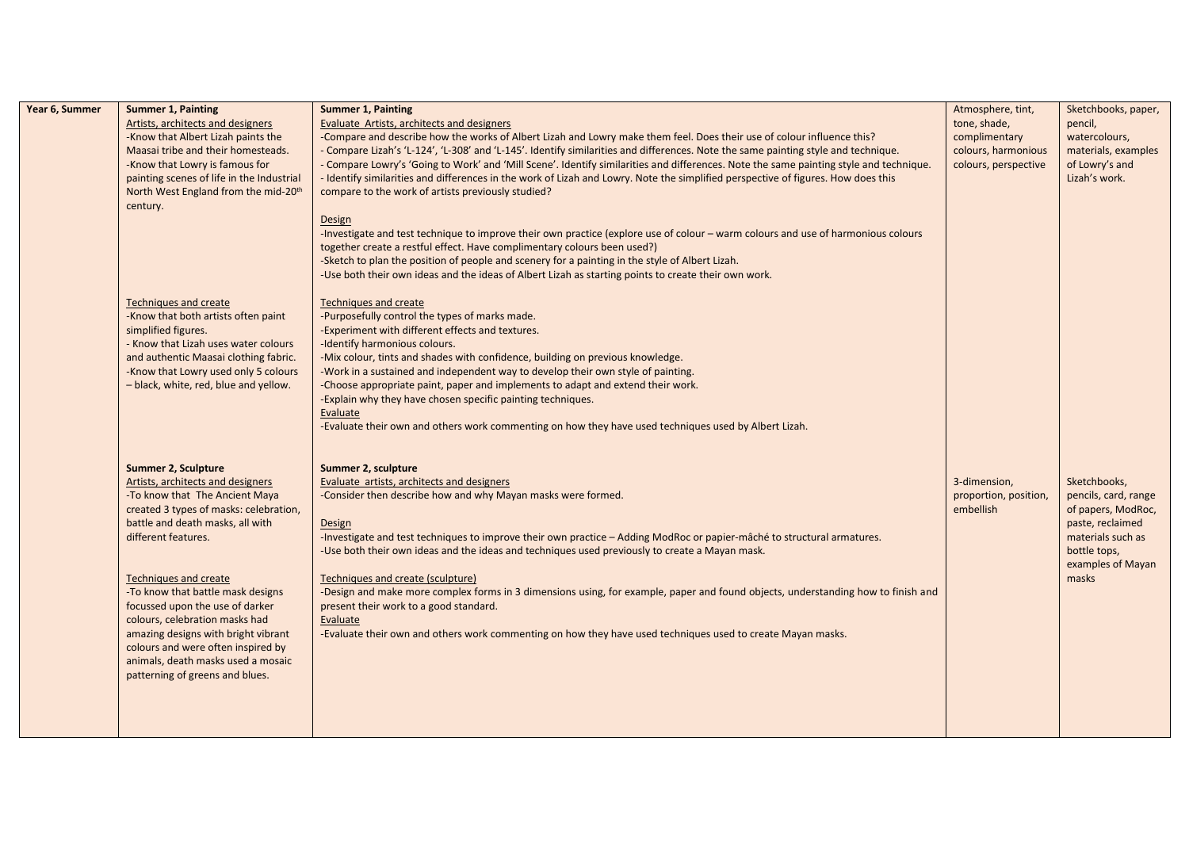| Year 6, Summer | **Summer 1, Painting**<br>Artists, architects and designers<br>-Know that Albert Lizah paints the Maasai tribe and their homesteads.<br>-Know that Lowry is famous for painting scenes of life in the Industrial North West England from the mid-20th century.<br><br>Techniques and create<br>-Know that both artists often paint simplified figures.<br>- Know that Lizah uses water colours and authentic Maasai clothing fabric.<br>-Know that Lowry used only 5 colours – black, white, red, blue and yellow. | **Summer 1, Painting**<br>Evaluate Artists, architects and designers<br>-Compare and describe how the works of Albert Lizah and Lowry make them feel. Does their use of colour influence this?<br>- Compare Lizah's 'L-124', 'L-308' and 'L-145'. Identify similarities and differences. Note the same painting style and technique.<br>- Compare Lowry's 'Going to Work' and 'Mill Scene'. Identify similarities and differences. Note the same painting style and technique.<br>- Identify similarities and differences in the work of Lizah and Lowry. Note the simplified perspective of figures. How does this compare to the work of artists previously studied?<br><br>Design<br>-Investigate and test technique to improve their own practice (explore use of colour – warm colours and use of harmonious colours together create a restful effect. Have complimentary colours been used?)<br>-Sketch to plan the position of people and scenery for a painting in the style of Albert Lizah.<br>-Use both their own ideas and the ideas of Albert Lizah as starting points to create their own work.<br><br>Techniques and create<br>-Purposefully control the types of marks made.<br>-Experiment with different effects and textures.<br>-Identify harmonious colours.<br>-Mix colour, tints and shades with confidence, building on previous knowledge.<br>-Work in a sustained and independent way to develop their own style of painting.<br>-Choose appropriate paint, paper and implements to adapt and extend their work.<br>-Explain why they have chosen specific painting techniques.<br>Evaluate<br>-Evaluate their own and others work commenting on how they have used techniques used by Albert Lizah. | Atmosphere, tint, tone, shade, complimentary colours, harmonious colours, perspective | Sketchbooks, paper, pencil, watercolours, materials, examples of Lowry's and Lizah's work. |
|---|---|---|---|---|
| | **Summer 2, Sculpture**<br>Artists, architects and designers<br>-To know that The Ancient Maya created 3 types of masks: celebration, battle and death masks, all with different features.<br><br>Techniques and create<br>-To know that battle mask designs focussed upon the use of darker colours, celebration masks had amazing designs with bright vibrant colours and were often inspired by animals, death masks used a mosaic patterning of greens and blues. | **Summer 2, sculpture**<br>Evaluate artists, architects and designers<br>-Consider then describe how and why Mayan masks were formed.<br><br>Design<br>-Investigate and test techniques to improve their own practice – Adding ModRoc or papier-mâché to structural armatures.<br>-Use both their own ideas and the ideas and techniques used previously to create a Mayan mask.<br><br>Techniques and create (sculpture)<br>-Design and make more complex forms in 3 dimensions using, for example, paper and found objects, understanding how to finish and present their work to a good standard.<br>Evaluate<br>-Evaluate their own and others work commenting on how they have used techniques used to create Mayan masks. | 3-dimension, proportion, position, embellish | Sketchbooks, pencils, card, range of papers, ModRoc, paste, reclaimed materials such as bottle tops, examples of Mayan masks |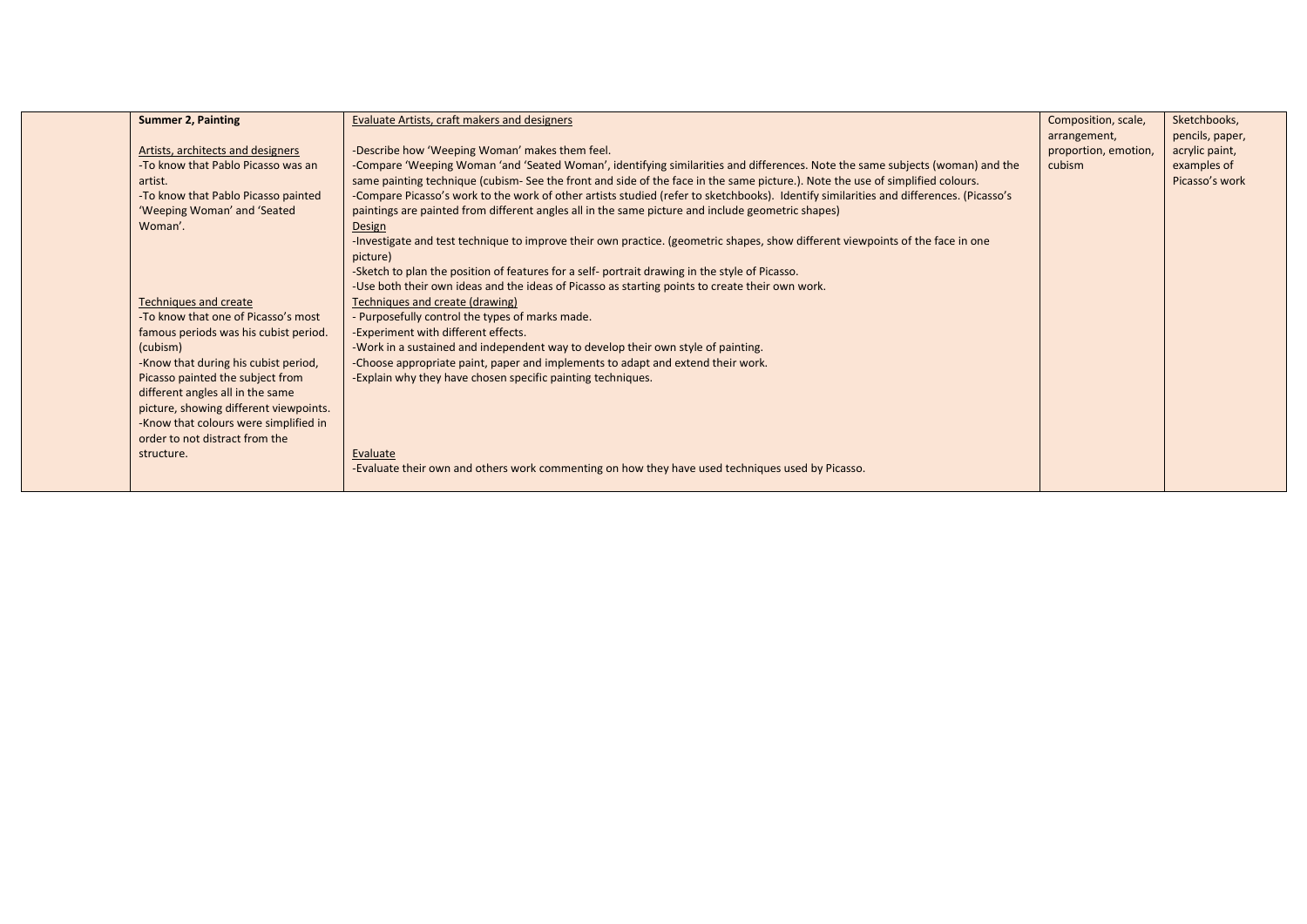| | | | | |
|---|---|---|---|---|
| | **Summer 2, Painting**<br><br>Artists, architects and designers<br>-To know that Pablo Picasso was an artist.<br>-To know that Pablo Picasso painted 'Weeping Woman' and 'Seated Woman'.<br><br>Techniques and create<br>-To know that one of Picasso's most famous periods was his cubist period. (cubism)<br>-Know that during his cubist period, Picasso painted the subject from different angles all in the same picture, showing different viewpoints.<br>-Know that colours were simplified in order to not distract from the structure. | Evaluate Artists, craft makers and designers<br><br>-Describe how 'Weeping Woman' makes them feel.<br>-Compare 'Weeping Woman 'and 'Seated Woman', identifying similarities and differences. Note the same subjects (woman) and the same painting technique (cubism- See the front and side of the face in the same picture.). Note the use of simplified colours.<br>-Compare Picasso's work to the work of other artists studied (refer to sketchbooks). Identify similarities and differences. (Picasso's paintings are painted from different angles all in the same picture and include geometric shapes)<br>Design<br>-Investigate and test technique to improve their own practice. (geometric shapes, show different viewpoints of the face in one picture)<br>-Sketch to plan the position of features for a self- portrait drawing in the style of Picasso.<br>-Use both their own ideas and the ideas of Picasso as starting points to create their own work.<br>Techniques and create (drawing)<br>- Purposefully control the types of marks made.<br>-Experiment with different effects.<br>-Work in a sustained and independent way to develop their own style of painting.<br>-Choose appropriate paint, paper and implements to adapt and extend their work.<br>-Explain why they have chosen specific painting techniques.<br><br>Evaluate<br>-Evaluate their own and others work commenting on how they have used techniques used by Picasso. | Composition, scale, arrangement, proportion, emotion, cubism | Sketchbooks, pencils, paper, acrylic paint, examples of Picasso's work |